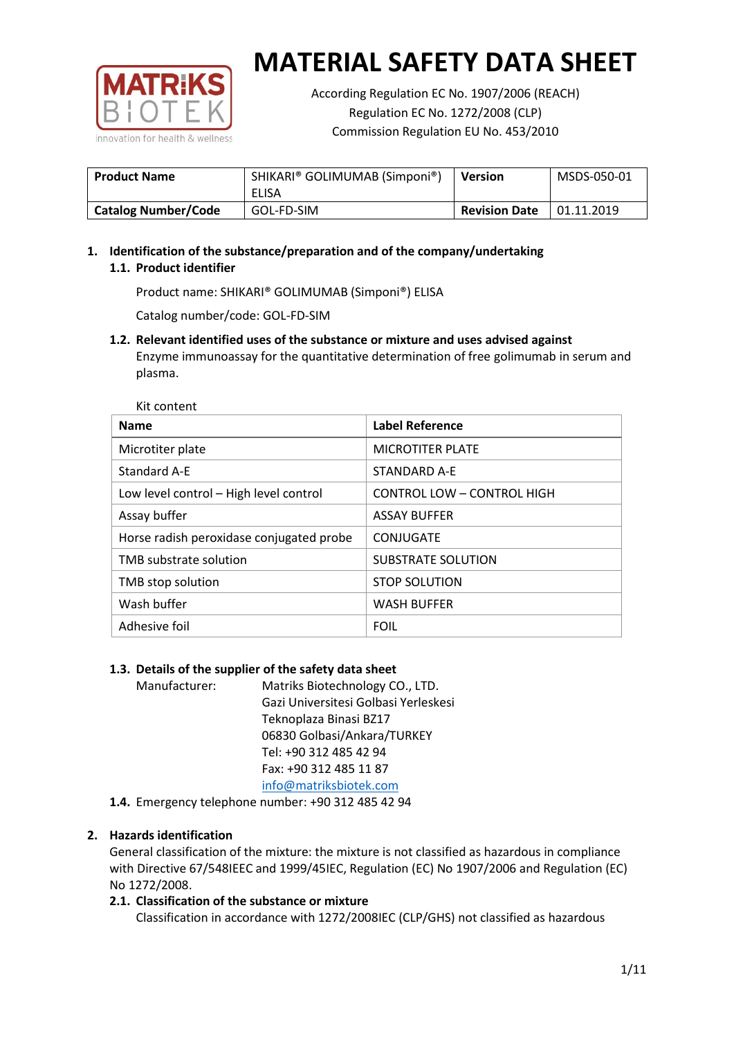# MATERIAL SAFETY DATA SHEET

According Regulation EC No. 1907/2006 (REACH)
Regulation EC No. 1272/2008 (CLP)
Commission Regulation EU No. 453/2010

| **Product Name** | SHIKARI® GOLIMUMAB (Simponi®) ELISA | **Version** | MSDS-050-01 |
|---|---|---|---|
| **Catalog Number/Code** | GOL-FD-SIM | **Revision Date** | 01.11.2019 |

## 1. Identification of the substance/preparation and of the company/undertaking

### 1.1. Product identifier

Product name: SHIKARI® GOLIMUMAB (Simponi®) ELISA

Catalog number/code: GOL-FD-SIM

### 1.2. Relevant identified uses of the substance or mixture and uses advised against

Enzyme immunoassay for the quantitative determination of free golimumab in serum and plasma.

Kit content

| **Name** | **Label Reference** |
|---|---|
| Microtiter plate | MICROTITER PLATE |
| Standard A-E | STANDARD A-E |
| Low level control – High level control | CONTROL LOW – CONTROL HIGH |
| Assay buffer | ASSAY BUFFER |
| Horse radish peroxidase conjugated probe | CONJUGATE |
| TMB substrate solution | SUBSTRATE SOLUTION |
| TMB stop solution | STOP SOLUTION |
| Wash buffer | WASH BUFFER |
| Adhesive foil | FOIL |

### 1.3. Details of the supplier of the safety data sheet

Manufacturer: Matriks Biotechnology CO., LTD.
Gazi Universitesi Golbasi Yerleskesi
Teknoplaza Binasi BZ17
06830 Golbasi/Ankara/TURKEY
Tel: +90 312 485 42 94
Fax: +90 312 485 11 87
info@matriksbiotek.com

### 1.4. Emergency telephone number: +90 312 485 42 94

## 2. Hazards identification

General classification of the mixture: the mixture is not classified as hazardous in compliance with Directive 67/548IEEC and 1999/45IEC, Regulation (EC) No 1907/2006 and Regulation (EC) No 1272/2008.

### 2.1. Classification of the substance or mixture

Classification in accordance with 1272/2008IEC (CLP/GHS) not classified as hazardous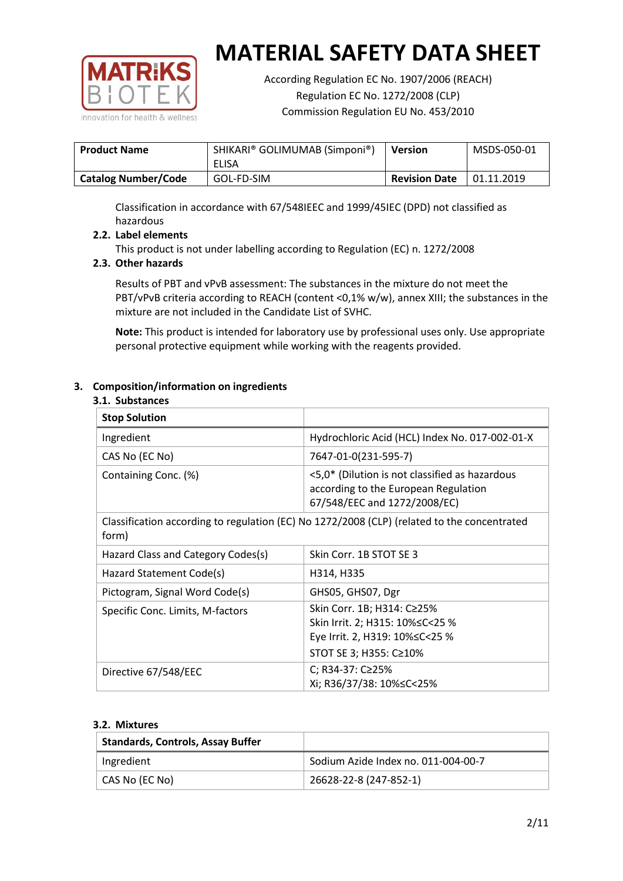# MATERIAL SAFETY DATA SHEET

According Regulation EC No. 1907/2006 (REACH)
Regulation EC No. 1272/2008 (CLP)
Commission Regulation EU No. 453/2010

| **Product Name** | SHIKARI® GOLIMUMAB (Simponi®) ELISA | **Version** | MSDS-050-01 |
|---|---|---|---|
| **Catalog Number/Code** | GOL-FD-SIM | **Revision Date** | 01.11.2019 |

Classification in accordance with 67/548IEEC and 1999/45IEC (DPD) not classified as hazardous

### 2.2. Label elements

This product is not under labelling according to Regulation (EC) n. 1272/2008

### 2.3. Other hazards

Results of PBT and vPvB assessment: The substances in the mixture do not meet the PBT/vPvB criteria according to REACH (content <0,1% w/w), annex XIII; the substances in the mixture are not included in the Candidate List of SVHC.

**Note:** This product is intended for laboratory use by professional uses only. Use appropriate personal protective equipment while working with the reagents provided.

## 3. Composition/information on ingredients

### 3.1. Substances

| **Stop Solution** | |
|---|---|
| Ingredient | Hydrochloric Acid (HCL) Index No. 017-002-01-X |
| CAS No (EC No) | 7647-01-0(231-595-7) |
| Containing Conc. (%) | <5,0* (Dilution is not classified as hazardous according to the European Regulation 67/548/EEC and 1272/2008/EC) |
| Classification according to regulation (EC) No 1272/2008 (CLP) (related to the concentrated form) | |
| Hazard Class and Category Codes(s) | Skin Corr. 1B STOT SE 3 |
| Hazard Statement Code(s) | H314, H335 |
| Pictogram, Signal Word Code(s) | GHS05, GHS07, Dgr |
| Specific Conc. Limits, M-factors | Skin Corr. 1B; H314: C≥25%<br>Skin Irrit. 2; H315: 10%≤C<25 %<br>Eye Irrit. 2, H319: 10%≤C<25 %<br>STOT SE 3; H355: C≥10% |
| Directive 67/548/EEC | C; R34-37: C≥25%<br>Xi; R36/37/38: 10%≤C<25% |

### 3.2. Mixtures

| **Standards, Controls, Assay Buffer** | |
|---|---|
| Ingredient | Sodium Azide Index no. 011-004-00-7 |
| CAS No (EC No) | 26628-22-8 (247-852-1) |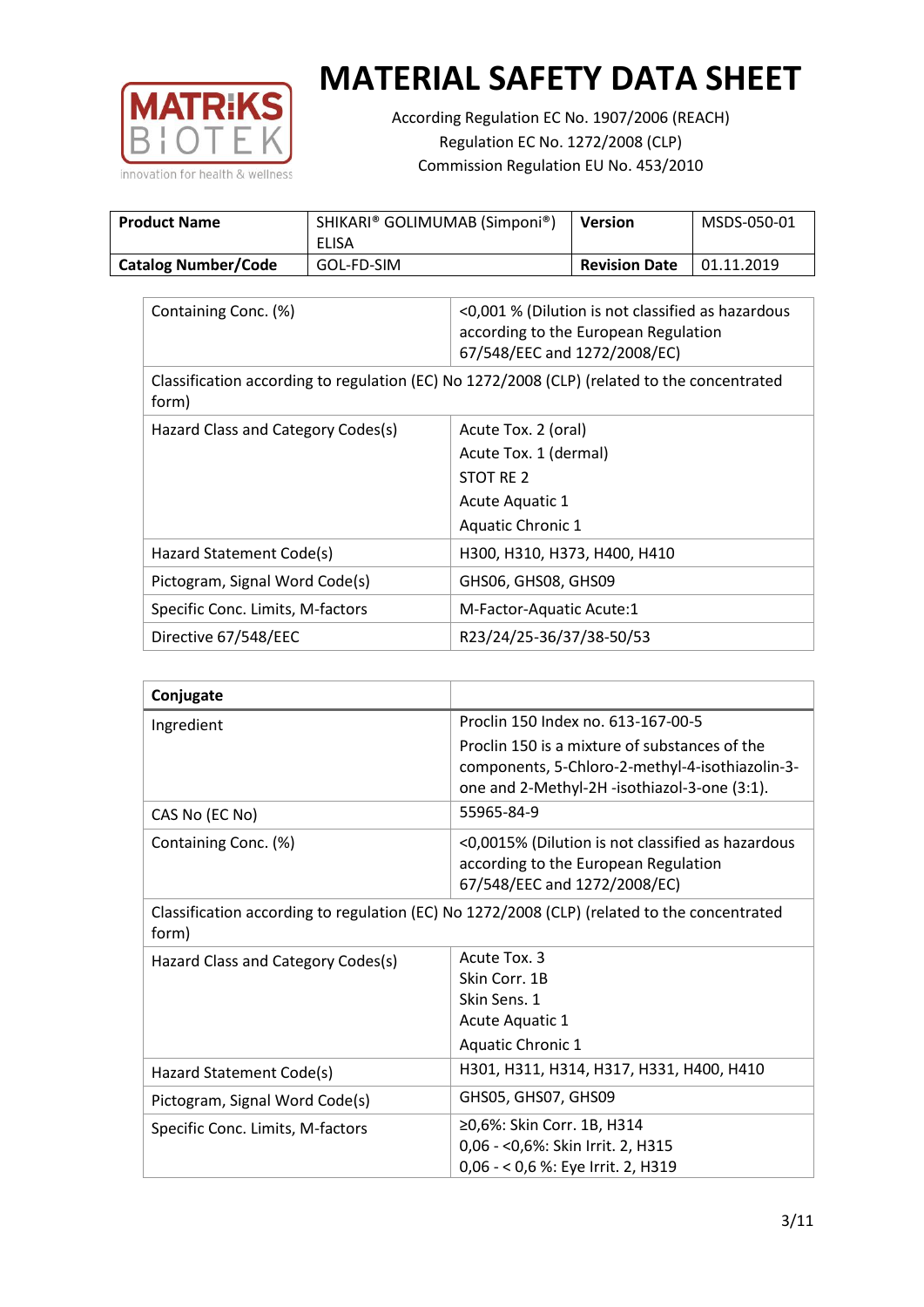# MATERIAL SAFETY DATA SHEET

According Regulation EC No. 1907/2006 (REACH)
Regulation EC No. 1272/2008 (CLP)
Commission Regulation EU No. 453/2010

| **Product Name** | SHIKARI® GOLIMUMAB (Simponi®) ELISA | **Version** | MSDS-050-01 |
|---|---|---|---|
| **Catalog Number/Code** | GOL-FD-SIM | **Revision Date** | 01.11.2019 |

| Containing Conc. (%) | <0,001 % (Dilution is not classified as hazardous according to the European Regulation 67/548/EEC and 1272/2008/EC) |
|---|---|
| Classification according to regulation (EC) No 1272/2008 (CLP) (related to the concentrated form) | |
| Hazard Class and Category Codes(s) | Acute Tox. 2 (oral)<br>Acute Tox. 1 (dermal)<br>STOT RE 2<br>Acute Aquatic 1<br>Aquatic Chronic 1 |
| Hazard Statement Code(s) | H300, H310, H373, H400, H410 |
| Pictogram, Signal Word Code(s) | GHS06, GHS08, GHS09 |
| Specific Conc. Limits, M-factors | M-Factor-Aquatic Acute:1 |
| Directive 67/548/EEC | R23/24/25-36/37/38-50/53 |

| **Conjugate** | |
|---|---|
| Ingredient | Proclin 150 Index no. 613-167-00-5<br>Proclin 150 is a mixture of substances of the components, 5-Chloro-2-methyl-4-isothiazolin-3-one and 2-Methyl-2H -isothiazol-3-one (3:1). |
| CAS No (EC No) | 55965-84-9 |
| Containing Conc. (%) | <0,0015% (Dilution is not classified as hazardous according to the European Regulation 67/548/EEC and 1272/2008/EC) |
| Classification according to regulation (EC) No 1272/2008 (CLP) (related to the concentrated form) | |
| Hazard Class and Category Codes(s) | Acute Tox. 3<br>Skin Corr. 1B<br>Skin Sens. 1<br>Acute Aquatic 1<br>Aquatic Chronic 1 |
| Hazard Statement Code(s) | H301, H311, H314, H317, H331, H400, H410 |
| Pictogram, Signal Word Code(s) | GHS05, GHS07, GHS09 |
| Specific Conc. Limits, M-factors | ≥0,6%: Skin Corr. 1B, H314<br>0,06 - <0,6%: Skin Irrit. 2, H315<br>0,06 - < 0,6 %: Eye Irrit. 2, H319 |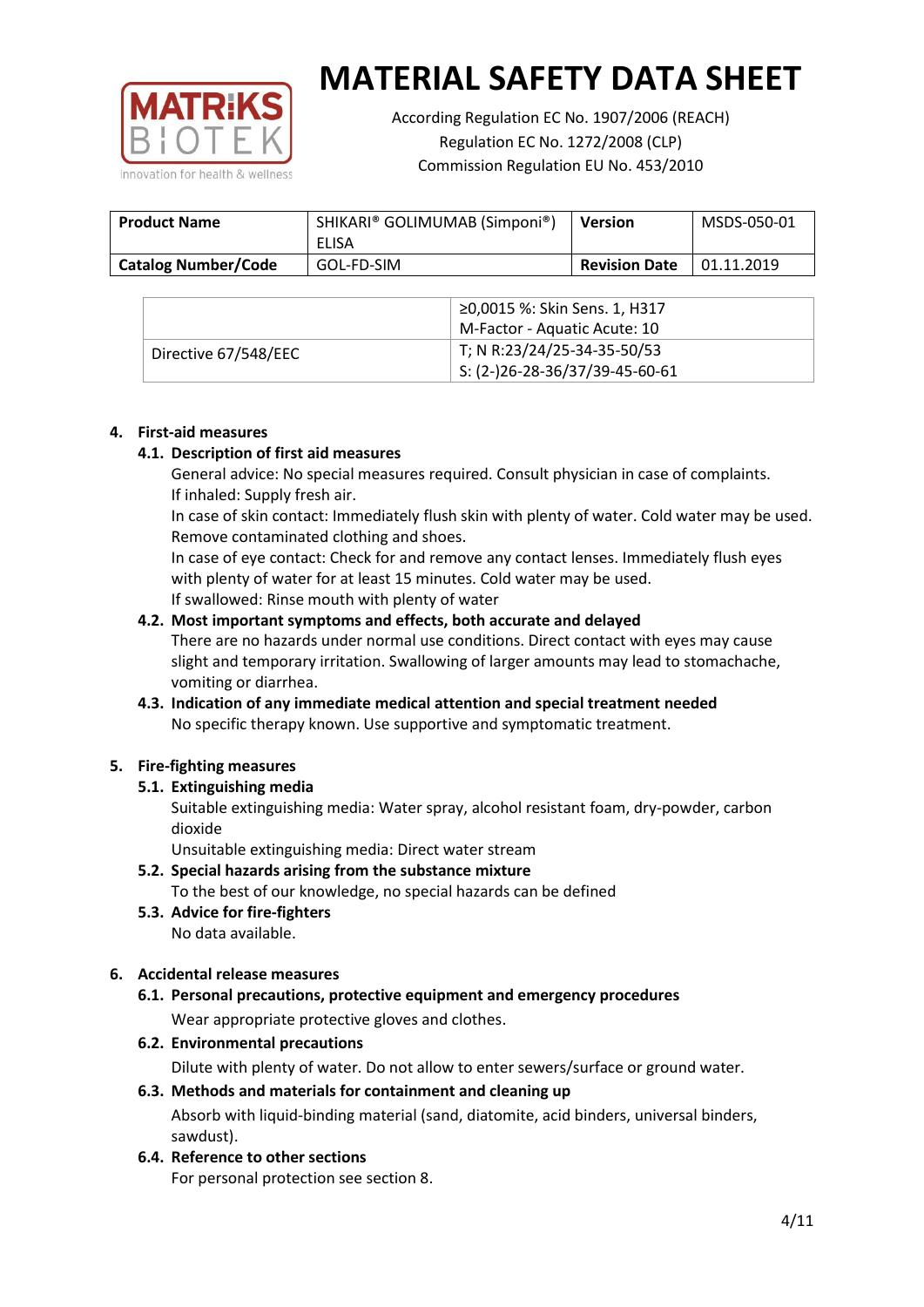# MATERIAL SAFETY DATA SHEET

According Regulation EC No. 1907/2006 (REACH)
Regulation EC No. 1272/2008 (CLP)
Commission Regulation EU No. 453/2010

| **Product Name** | SHIKARI® GOLIMUMAB (Simponi®) ELISA | **Version** | MSDS-050-01 |
|---|---|---|---|
| **Catalog Number/Code** | GOL-FD-SIM | **Revision Date** | 01.11.2019 |

| | |
|---|---|
| | ≥0,0015 %: Skin Sens. 1, H317<br>M-Factor - Aquatic Acute: 10 |
| Directive 67/548/EEC | T; N R:23/24/25-34-35-50/53<br>S: (2-)26-28-36/37/39-45-60-61 |

## 4. First-aid measures

### 4.1. Description of first aid measures

General advice: No special measures required. Consult physician in case of complaints.
If inhaled: Supply fresh air.
In case of skin contact: Immediately flush skin with plenty of water. Cold water may be used. Remove contaminated clothing and shoes.
In case of eye contact: Check for and remove any contact lenses. Immediately flush eyes with plenty of water for at least 15 minutes. Cold water may be used.
If swallowed: Rinse mouth with plenty of water

### 4.2. Most important symptoms and effects, both accurate and delayed

There are no hazards under normal use conditions. Direct contact with eyes may cause slight and temporary irritation. Swallowing of larger amounts may lead to stomachache, vomiting or diarrhea.

### 4.3. Indication of any immediate medical attention and special treatment needed

No specific therapy known. Use supportive and symptomatic treatment.

## 5. Fire-fighting measures

### 5.1. Extinguishing media

Suitable extinguishing media: Water spray, alcohol resistant foam, dry-powder, carbon dioxide
Unsuitable extinguishing media: Direct water stream

### 5.2. Special hazards arising from the substance mixture

To the best of our knowledge, no special hazards can be defined

### 5.3. Advice for fire-fighters

No data available.

## 6. Accidental release measures

### 6.1. Personal precautions, protective equipment and emergency procedures

Wear appropriate protective gloves and clothes.

### 6.2. Environmental precautions

Dilute with plenty of water. Do not allow to enter sewers/surface or ground water.

### 6.3. Methods and materials for containment and cleaning up

Absorb with liquid-binding material (sand, diatomite, acid binders, universal binders, sawdust).

### 6.4. Reference to other sections

For personal protection see section 8.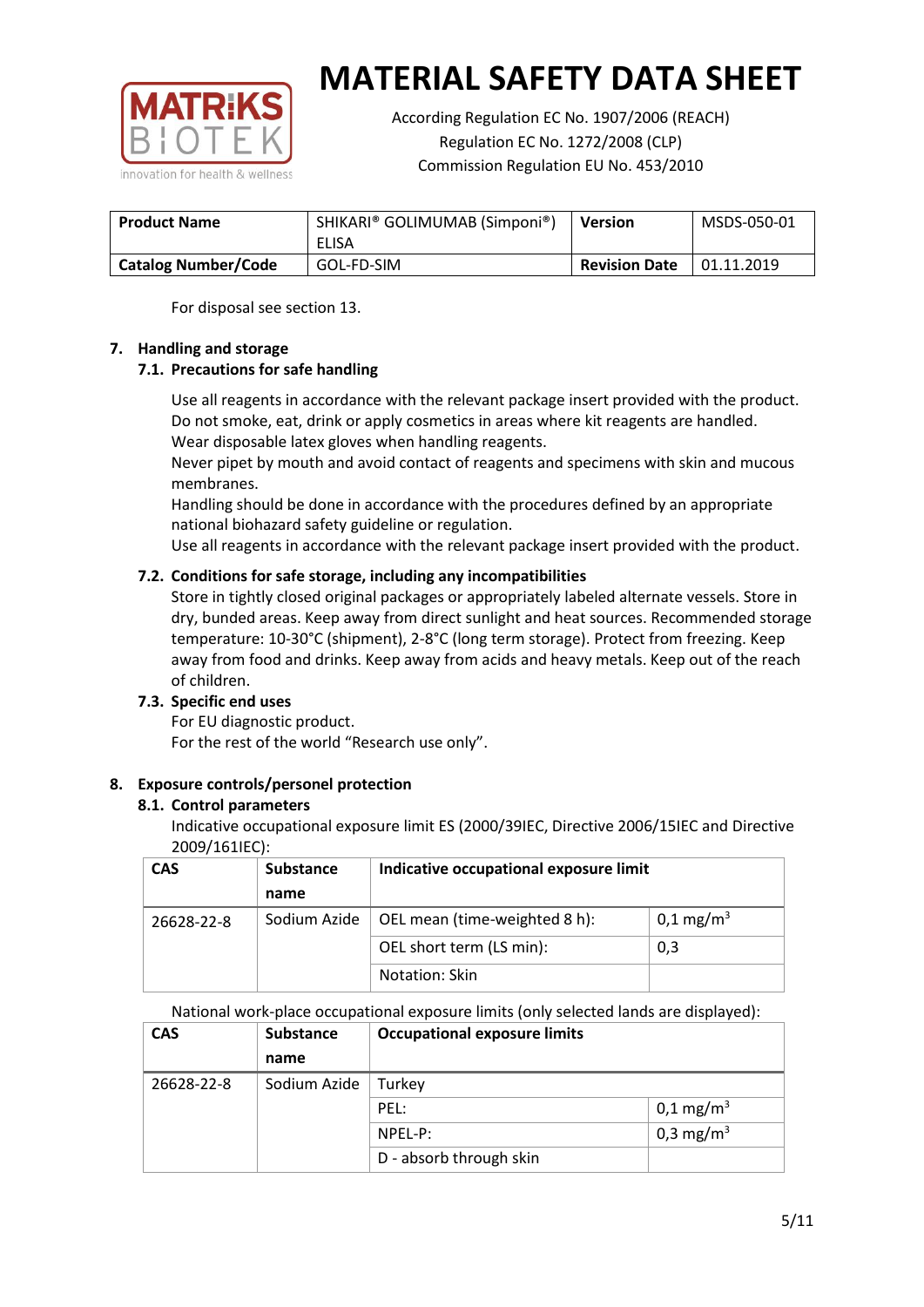# MATERIAL SAFETY DATA SHEET

According Regulation EC No. 1907/2006 (REACH)
Regulation EC No. 1272/2008 (CLP)
Commission Regulation EU No. 453/2010

| **Product Name** | SHIKARI® GOLIMUMAB (Simponi®) ELISA | **Version** | MSDS-050-01 |
|---|---|---|---|
| **Catalog Number/Code** | GOL-FD-SIM | **Revision Date** | 01.11.2019 |

For disposal see section 13.

## 7. Handling and storage

### 7.1. Precautions for safe handling

Use all reagents in accordance with the relevant package insert provided with the product.
Do not smoke, eat, drink or apply cosmetics in areas where kit reagents are handled.
Wear disposable latex gloves when handling reagents.
Never pipet by mouth and avoid contact of reagents and specimens with skin and mucous membranes.
Handling should be done in accordance with the procedures defined by an appropriate national biohazard safety guideline or regulation.
Use all reagents in accordance with the relevant package insert provided with the product.

### 7.2. Conditions for safe storage, including any incompatibilities

Store in tightly closed original packages or appropriately labeled alternate vessels. Store in dry, bunded areas. Keep away from direct sunlight and heat sources. Recommended storage temperature: 10-30°C (shipment), 2-8°C (long term storage). Protect from freezing. Keep away from food and drinks. Keep away from acids and heavy metals. Keep out of the reach of children.

### 7.3. Specific end uses

For EU diagnostic product.
For the rest of the world "Research use only".

## 8. Exposure controls/personel protection

### 8.1. Control parameters

Indicative occupational exposure limit ES (2000/39IEC, Directive 2006/15IEC and Directive 2009/161IEC):

| CAS | Substance name | Indicative occupational exposure limit | |
|---|---|---|---|
| 26628-22-8 | Sodium Azide | OEL mean (time-weighted 8 h): | 0,1 mg/m$^3$ |
| | | OEL short term (LS min): | 0,3 |
| | | Notation: Skin | |

National work-place occupational exposure limits (only selected lands are displayed):

| CAS | Substance name | Occupational exposure limits | |
|---|---|---|---|
| 26628-22-8 | Sodium Azide | Turkey | |
| | | PEL: | 0,1 mg/m$^3$ |
| | | NPEL-P: | 0,3 mg/m$^3$ |
| | | D - absorb through skin | |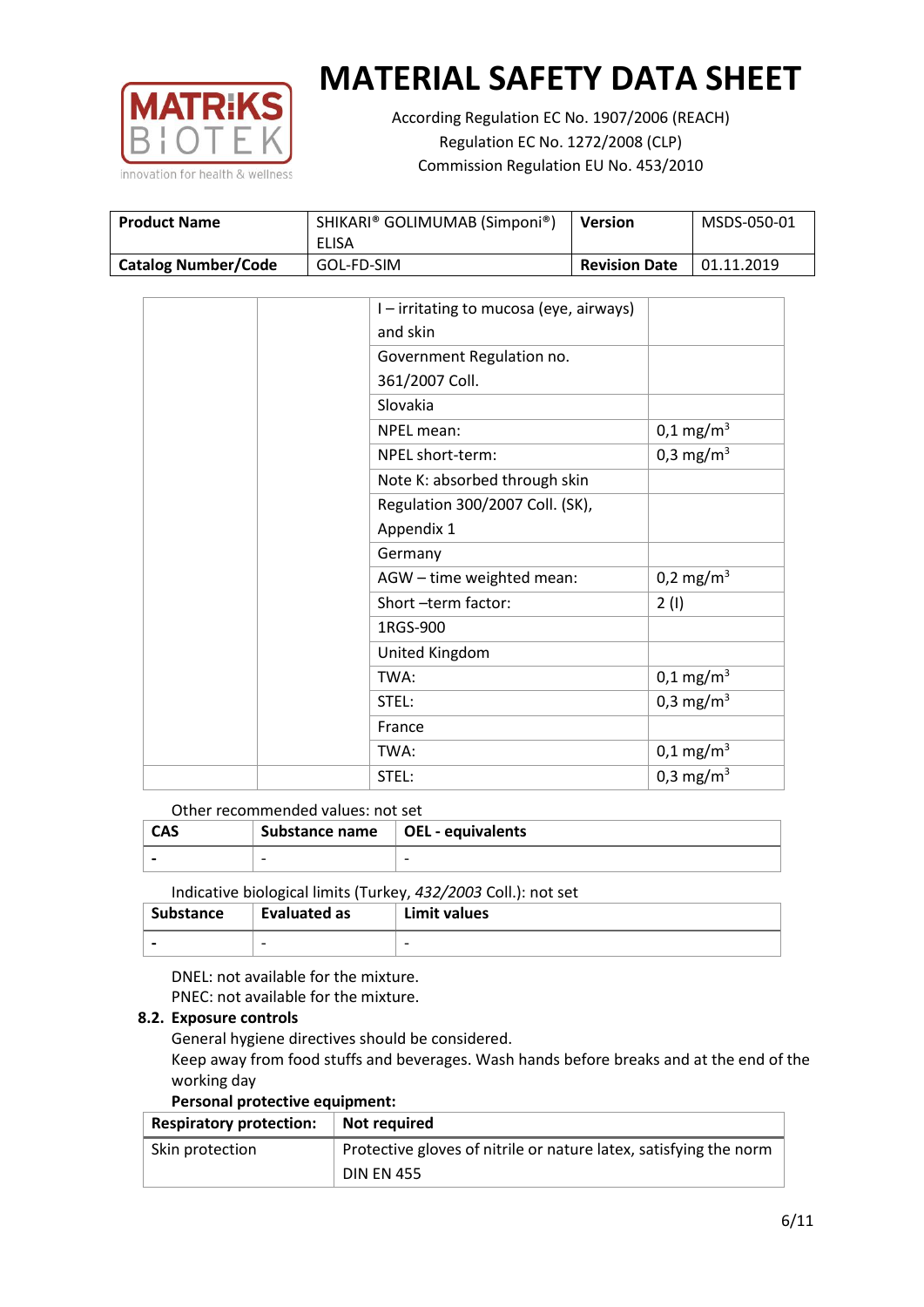# MATERIAL SAFETY DATA SHEET

According Regulation EC No. 1907/2006 (REACH)
Regulation EC No. 1272/2008 (CLP)
Commission Regulation EU No. 453/2010

| **Product Name** | SHIKARI® GOLIMUMAB (Simponi®) ELISA | **Version** | MSDS-050-01 |
|---|---|---|---|
| **Catalog Number/Code** | GOL-FD-SIM | **Revision Date** | 01.11.2019 |

| | | | |
|---|---|---|---|
| | | I – irritating to mucosa (eye, airways) and skin | |
| | | Government Regulation no. 361/2007 Coll. | |
| | | Slovakia | |
| | | NPEL mean: | 0,1 mg/m$^3$ |
| | | NPEL short-term: | 0,3 mg/m$^3$ |
| | | Note K: absorbed through skin | |
| | | Regulation 300/2007 Coll. (SK), Appendix 1 | |
| | | Germany | |
| | | AGW – time weighted mean: | 0,2 mg/m$^3$ |
| | | Short –term factor: | 2 (I) |
| | | 1RGS-900 | |
| | | United Kingdom | |
| | | TWA: | 0,1 mg/m$^3$ |
| | | STEL: | 0,3 mg/m$^3$ |
| | | France | |
| | | TWA: | 0,1 mg/m$^3$ |
| | | STEL: | 0,3 mg/m$^3$ |

Other recommended values: not set

| **CAS** | **Substance name** | **OEL - equivalents** |
|---|---|---|
| **-** | - | - |

Indicative biological limits (Turkey, *432/2003* Coll.): not set

| **Substance** | **Evaluated as** | **Limit values** |
|---|---|---|
| **-** | - | - |

DNEL: not available for the mixture.
PNEC: not available for the mixture.

### 8.2. Exposure controls

General hygiene directives should be considered.
Keep away from food stuffs and beverages. Wash hands before breaks and at the end of the working day

**Personal protective equipment:**

| **Respiratory protection:** | **Not required** |
|---|---|
| Skin protection | Protective gloves of nitrile or nature latex, satisfying the norm DIN EN 455 |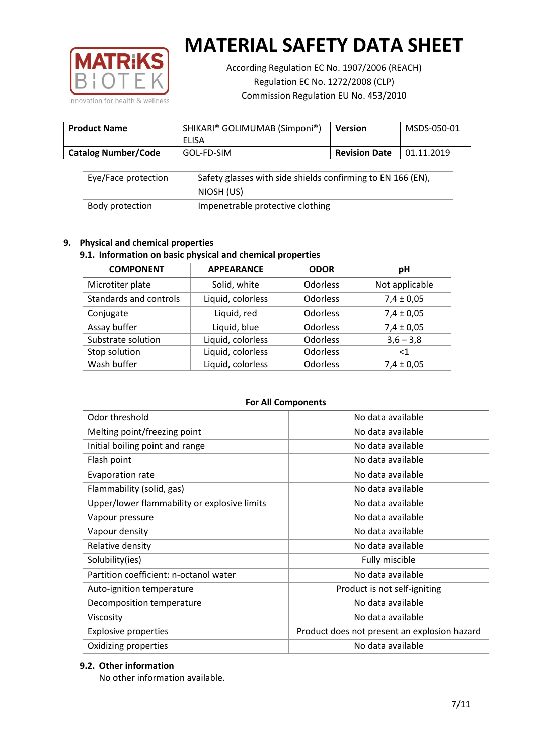# MATERIAL SAFETY DATA SHEET

According Regulation EC No. 1907/2006 (REACH)
Regulation EC No. 1272/2008 (CLP)
Commission Regulation EU No. 453/2010

| **Product Name** | SHIKARI® GOLIMUMAB (Simponi®) ELISA | **Version** | MSDS-050-01 |
|---|---|---|---|
| **Catalog Number/Code** | GOL-FD-SIM | **Revision Date** | 01.11.2019 |

| | |
|---|---|
| Eye/Face protection | Safety glasses with side shields confirming to EN 166 (EN), NIOSH (US) |
| Body protection | Impenetrable protective clothing |

## 9. Physical and chemical properties

### 9.1. Information on basic physical and chemical properties

| COMPONENT | APPEARANCE | ODOR | pH |
|---|---|---|---|
| Microtiter plate | Solid, white | Odorless | Not applicable |
| Standards and controls | Liquid, colorless | Odorless | 7,4 ± 0,05 |
| Conjugate | Liquid, red | Odorless | 7,4 ± 0,05 |
| Assay buffer | Liquid, blue | Odorless | 7,4 ± 0,05 |
| Substrate solution | Liquid, colorless | Odorless | 3,6 – 3,8 |
| Stop solution | Liquid, colorless | Odorless | <1 |
| Wash buffer | Liquid, colorless | Odorless | 7,4 ± 0,05 |

| **For All Components** | |
|---|---|
| Odor threshold | No data available |
| Melting point/freezing point | No data available |
| Initial boiling point and range | No data available |
| Flash point | No data available |
| Evaporation rate | No data available |
| Flammability (solid, gas) | No data available |
| Upper/lower flammability or explosive limits | No data available |
| Vapour pressure | No data available |
| Vapour density | No data available |
| Relative density | No data available |
| Solubility(ies) | Fully miscible |
| Partition coefficient: n-octanol water | No data available |
| Auto-ignition temperature | Product is not self-igniting |
| Decomposition temperature | No data available |
| Viscosity | No data available |
| Explosive properties | Product does not present an explosion hazard |
| Oxidizing properties | No data available |

### 9.2. Other information

No other information available.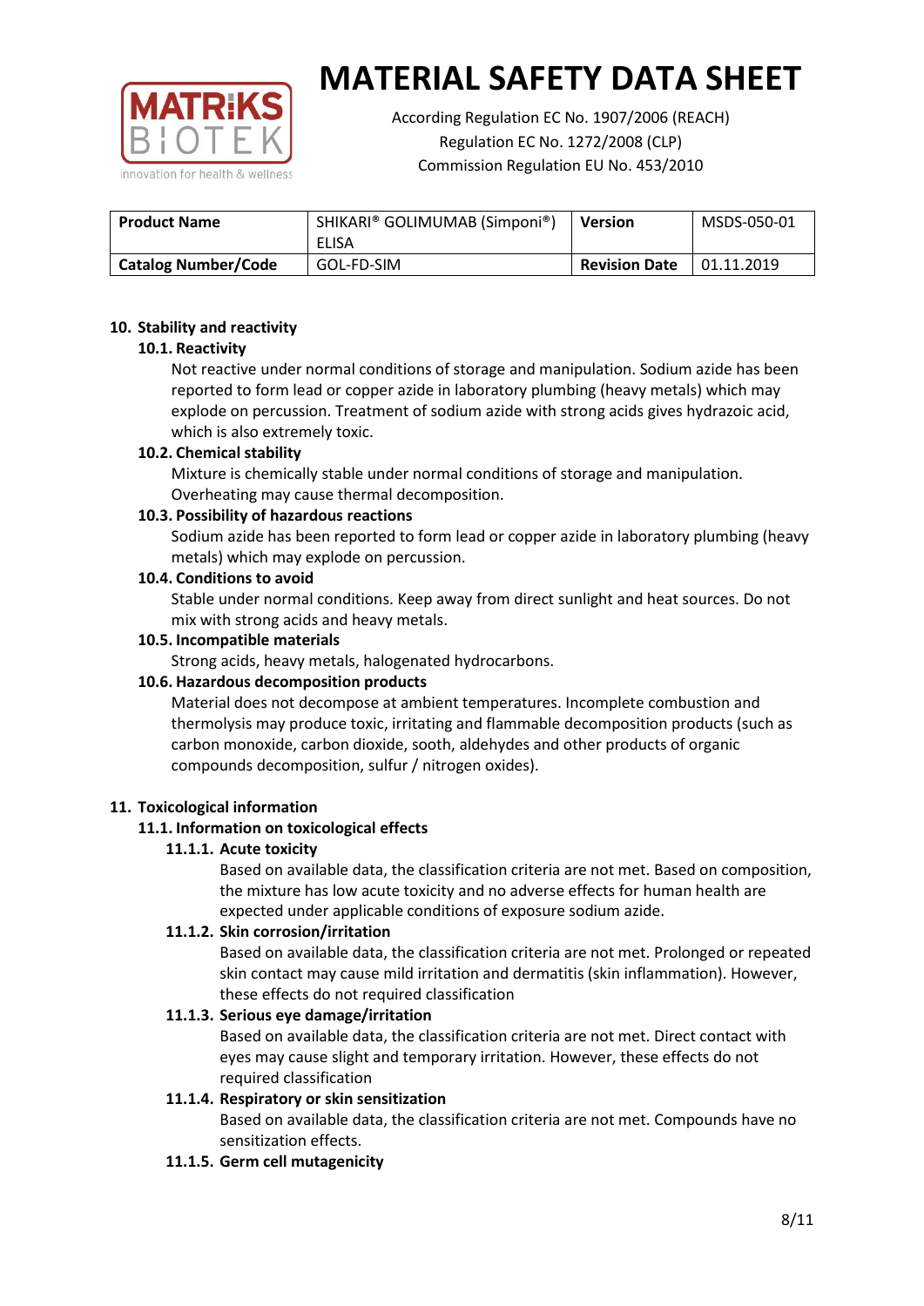# MATERIAL SAFETY DATA SHEET

According Regulation EC No. 1907/2006 (REACH)
Regulation EC No. 1272/2008 (CLP)
Commission Regulation EU No. 453/2010

| **Product Name** | SHIKARI® GOLIMUMAB (Simponi®) ELISA | **Version** | MSDS-050-01 |
|---|---|---|---|
| **Catalog Number/Code** | GOL-FD-SIM | **Revision Date** | 01.11.2019 |

## 10. Stability and reactivity

### 10.1. Reactivity

Not reactive under normal conditions of storage and manipulation. Sodium azide has been reported to form lead or copper azide in laboratory plumbing (heavy metals) which may explode on percussion. Treatment of sodium azide with strong acids gives hydrazoic acid, which is also extremely toxic.

### 10.2. Chemical stability

Mixture is chemically stable under normal conditions of storage and manipulation. Overheating may cause thermal decomposition.

### 10.3. Possibility of hazardous reactions

Sodium azide has been reported to form lead or copper azide in laboratory plumbing (heavy metals) which may explode on percussion.

### 10.4. Conditions to avoid

Stable under normal conditions. Keep away from direct sunlight and heat sources. Do not mix with strong acids and heavy metals.

### 10.5. Incompatible materials

Strong acids, heavy metals, halogenated hydrocarbons.

### 10.6. Hazardous decomposition products

Material does not decompose at ambient temperatures. Incomplete combustion and thermolysis may produce toxic, irritating and flammable decomposition products (such as carbon monoxide, carbon dioxide, sooth, aldehydes and other products of organic compounds decomposition, sulfur / nitrogen oxides).

## 11. Toxicological information

### 11.1. Information on toxicological effects

#### 11.1.1. Acute toxicity

Based on available data, the classification criteria are not met. Based on composition, the mixture has low acute toxicity and no adverse effects for human health are expected under applicable conditions of exposure sodium azide.

#### 11.1.2. Skin corrosion/irritation

Based on available data, the classification criteria are not met. Prolonged or repeated skin contact may cause mild irritation and dermatitis (skin inflammation). However, these effects do not required classification

#### 11.1.3. Serious eye damage/irritation

Based on available data, the classification criteria are not met. Direct contact with eyes may cause slight and temporary irritation. However, these effects do not required classification

#### 11.1.4. Respiratory or skin sensitization

Based on available data, the classification criteria are not met. Compounds have no sensitization effects.

#### 11.1.5. Germ cell mutagenicity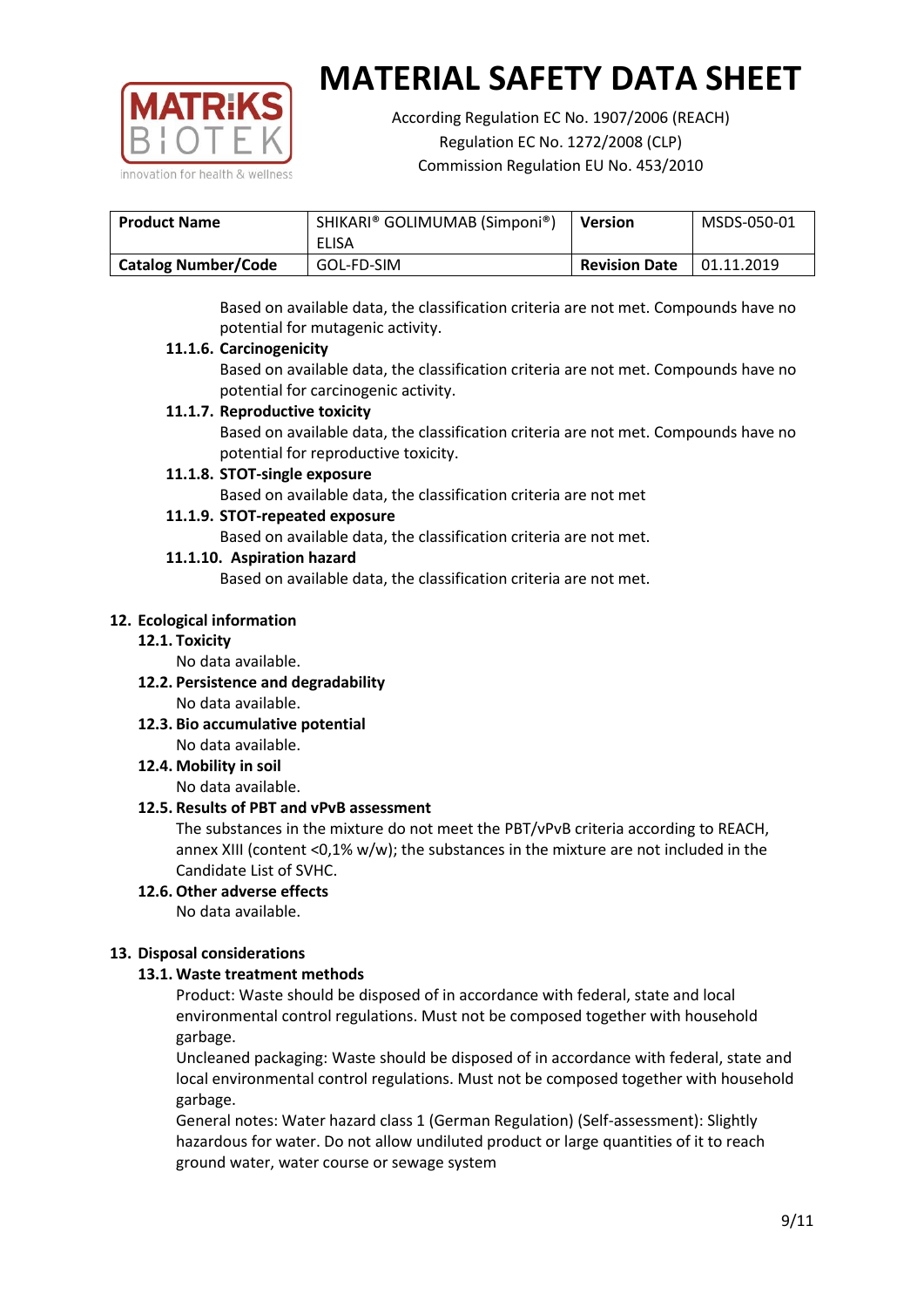| **Product Name** | SHIKARI® GOLIMUMAB (Simponi®) ELISA | **Version** | MSDS-050-01 |
|---|---|---|---|
| **Catalog Number/Code** | GOL-FD-SIM | **Revision Date** | 01.11.2019 |

Based on available data, the classification criteria are not met. Compounds have no potential for mutagenic activity.

#### 11.1.6. Carcinogenicity

Based on available data, the classification criteria are not met. Compounds have no potential for carcinogenic activity.

#### 11.1.7. Reproductive toxicity

Based on available data, the classification criteria are not met. Compounds have no potential for reproductive toxicity.

#### 11.1.8. STOT-single exposure

Based on available data, the classification criteria are not met

#### 11.1.9. STOT-repeated exposure

Based on available data, the classification criteria are not met.

#### 11.1.10. Aspiration hazard

Based on available data, the classification criteria are not met.

## 12. Ecological information

### 12.1. Toxicity

No data available.

### 12.2. Persistence and degradability

No data available.

### 12.3. Bio accumulative potential

No data available.

### 12.4. Mobility in soil

No data available.

### 12.5. Results of PBT and vPvB assessment

The substances in the mixture do not meet the PBT/vPvB criteria according to REACH, annex XIII (content <0,1% w/w); the substances in the mixture are not included in the Candidate List of SVHC.

### 12.6. Other adverse effects

No data available.

## 13. Disposal considerations

### 13.1. Waste treatment methods

Product: Waste should be disposed of in accordance with federal, state and local environmental control regulations. Must not be composed together with household garbage.

Uncleaned packaging: Waste should be disposed of in accordance with federal, state and local environmental control regulations. Must not be composed together with household garbage.

General notes: Water hazard class 1 (German Regulation) (Self-assessment): Slightly hazardous for water. Do not allow undiluted product or large quantities of it to reach ground water, water course or sewage system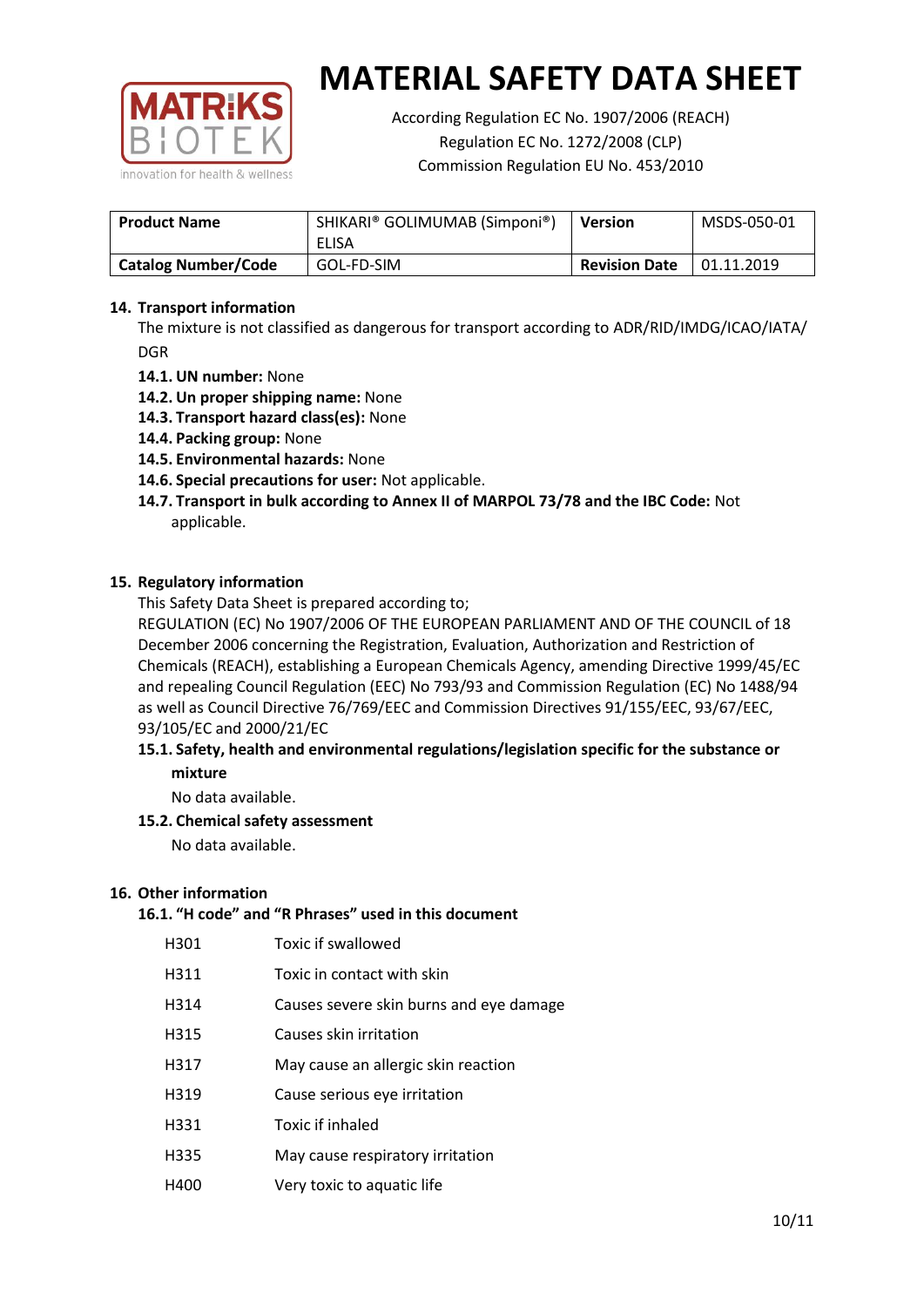# MATERIAL SAFETY DATA SHEET

According Regulation EC No. 1907/2006 (REACH)
Regulation EC No. 1272/2008 (CLP)
Commission Regulation EU No. 453/2010

| **Product Name** | SHIKARI® GOLIMUMAB (Simponi®) ELISA | **Version** | MSDS-050-01 |
|---|---|---|---|
| **Catalog Number/Code** | GOL-FD-SIM | **Revision Date** | 01.11.2019 |

## 14. Transport information

The mixture is not classified as dangerous for transport according to ADR/RID/IMDG/ICAO/IATA/DGR

- **14.1. UN number:** None
- **14.2. Un proper shipping name:** None
- **14.3. Transport hazard class(es):** None
- **14.4. Packing group:** None
- **14.5. Environmental hazards:** None
- **14.6. Special precautions for user:** Not applicable.
- **14.7. Transport in bulk according to Annex II of MARPOL 73/78 and the IBC Code:** Not applicable.

## 15. Regulatory information

This Safety Data Sheet is prepared according to;

REGULATION (EC) No 1907/2006 OF THE EUROPEAN PARLIAMENT AND OF THE COUNCIL of 18 December 2006 concerning the Registration, Evaluation, Authorization and Restriction of Chemicals (REACH), establishing a European Chemicals Agency, amending Directive 1999/45/EC and repealing Council Regulation (EEC) No 793/93 and Commission Regulation (EC) No 1488/94 as well as Council Directive 76/769/EEC and Commission Directives 91/155/EEC, 93/67/EEC, 93/105/EC and 2000/21/EC

### 15.1. Safety, health and environmental regulations/legislation specific for the substance or mixture

No data available.

### 15.2. Chemical safety assessment

No data available.

## 16. Other information

### 16.1. "H code" and "R Phrases" used in this document

| | |
|---|---|
| H301 | Toxic if swallowed |
| H311 | Toxic in contact with skin |
| H314 | Causes severe skin burns and eye damage |
| H315 | Causes skin irritation |
| H317 | May cause an allergic skin reaction |
| H319 | Cause serious eye irritation |
| H331 | Toxic if inhaled |
| H335 | May cause respiratory irritation |
| H400 | Very toxic to aquatic life |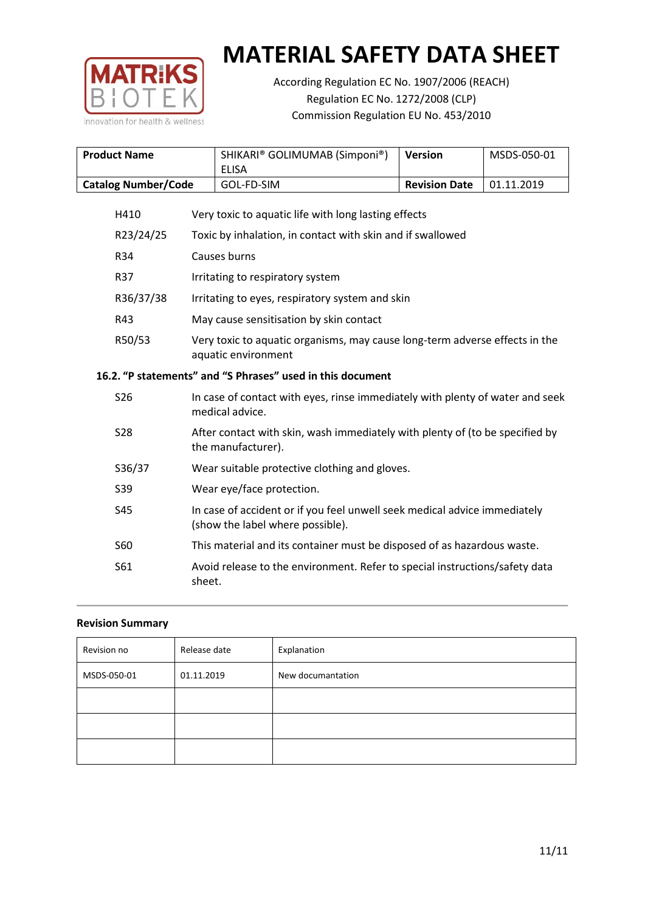| H410 | Very toxic to aquatic life with long lasting effects |
|---|---|
| R23/24/25 | Toxic by inhalation, in contact with skin and if swallowed |
| R34 | Causes burns |
| R37 | Irritating to respiratory system |
| R36/37/38 | Irritating to eyes, respiratory system and skin |
| R43 | May cause sensitisation by skin contact |
| R50/53 | Very toxic to aquatic organisms, may cause long-term adverse effects in the aquatic environment |

### 16.2. "P statements" and "S Phrases" used in this document

| S26 | In case of contact with eyes, rinse immediately with plenty of water and seek medical advice. |
|---|---|
| S28 | After contact with skin, wash immediately with plenty of (to be specified by the manufacturer). |
| S36/37 | Wear suitable protective clothing and gloves. |
| S39 | Wear eye/face protection. |
| S45 | In case of accident or if you feel unwell seek medical advice immediately (show the label where possible). |
| S60 | This material and its container must be disposed of as hazardous waste. |
| S61 | Avoid release to the environment. Refer to special instructions/safety data sheet. |

---

**Revision Summary**

| Revision no | Release date | Explanation |
|---|---|---|
| MSDS-050-01 | 01.11.2019 | New documantation |
| | | |
| | | |
| | | |